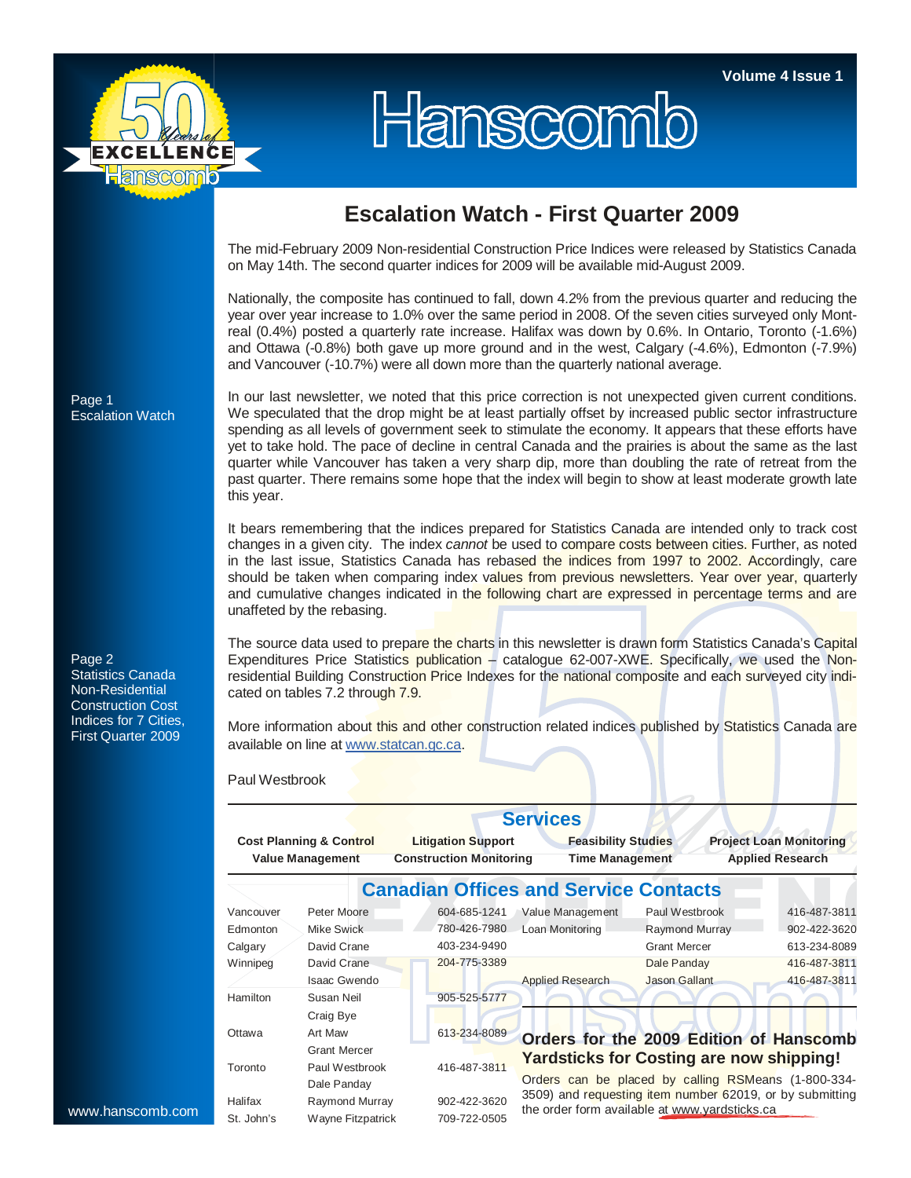# Hanscomb

## Escalation Watch - First Quarter 2009

The mid-February 2009 Non-residential Construction Price Indices were released by Statistics Canada on May 14th. The second quarter indices for 2009 will be available mid-August 2009.

Nationally, the composite has continued to fall, down 4.2% from the previous quarter and reducing the year over year increase to 1.0% over the same period in 2008. Of the seven cities surveyed only Montreal (0.4%) posted a quarterly rate increase. Halifax was down by 0.6%. In Ontario, Toronto (-1.6%) and Ottawa (-0.8%) both gave up more ground and in the west, Calgary (-4.6%), Edmonton (-7.9%) and Vancouver (-10.7%) were all down more than the quarterly national average.

In our last newsletter, we noted that this price correction is not unexpected given current conditions. We speculated that the drop might be at least partially offset by increased public sector infrastructure spending as all levels of government seek to stimulate the economy. It appears that these efforts have yet to take hold. The pace of decline in central Canada and the prairies is about the same as the last quarter while Vancouver has taken a very sharp dip, more than doubling the rate of retreat from the past quarter. There remains some hope that the index will begin to show at least moderate growth late this year.

It bears remembering that the indices prepared for Statistics Canada are intended only to track cost changes in a given city. The index *cannot* be used to compare costs between cities. Further, as noted in the last issue, Statistics Canada has rebased the indices from 1997 to 2002. Accordingly, care should be taken when comparing index values from previous newsletters. Year over year, quarterly and cumulative changes indicated in the following chart are expressed in percentage terms and are unaffeted by the rebasing.

The source data used to prepare the charts in this newsletter is drawn form Statistics Canada's Capital Expenditures Price Statistics publication – catalogue 62-007-XWE. Specifically, we used the Non-residential Building Construction Price Indexes for the national composite and each surveyed city indicated on tables 7.2 through 7.9.

More information about this and other construction related indices published by Statistics Canada are available on line at www.statcan.gc.ca.

Paul Westbrook

Page 1
Escalation Watch

Page 2
Statistics Canada Non-Residential Construction Cost Indices for 7 Cities, First Quarter 2009

## Services

| | | | |
|---|---|---|---|
| **Cost Planning & Control** | **Litigation Support** | **Feasibility Studies** | **Project Loan Monitoring** |
| **Value Management** | **Construction Monitoring** | **Time Management** | **Applied Research** |

## Canadian Offices and Service Contacts

| City | Contact | Phone |
|---|---|---|
| Vancouver | Peter Moore | 604-685-1241 |
| Edmonton | Mike Swick | 780-426-7980 |
| Calgary | David Crane | 403-234-9490 |
| Winnipeg | David Crane | 204-775-3389 |
| | Isaac Gwendo | |
| Hamilton | Susan Neil | 905-525-5777 |
| | Craig Bye | |
| Ottawa | Art Maw | 613-234-8089 |
| | Grant Mercer | |
| Toronto | Paul Westbrook | 416-487-3811 |
| | Dale Panday | |
| Halifax | Raymond Murray | 902-422-3620 |
| St. John's | Wayne Fitzpatrick | 709-722-0505 |

| Service | Contact | Phone |
|---|---|---|
| Value Management | Paul Westbrook | 416-487-3811 |
| Loan Monitoring | Raymond Murray | 902-422-3620 |
| | Grant Mercer | 613-234-8089 |
| | Dale Panday | 416-487-3811 |
| Applied Research | Jason Gallant | 416-487-3811 |

**Orders for the 2009 Edition of Hanscomb Yardsticks for Costing are now shipping!**

Orders can be placed by calling RSMeans (1-800-334-3509) and requesting item number 62019, or by submitting the order form available at www.yardsticks.ca

www.hanscomb.com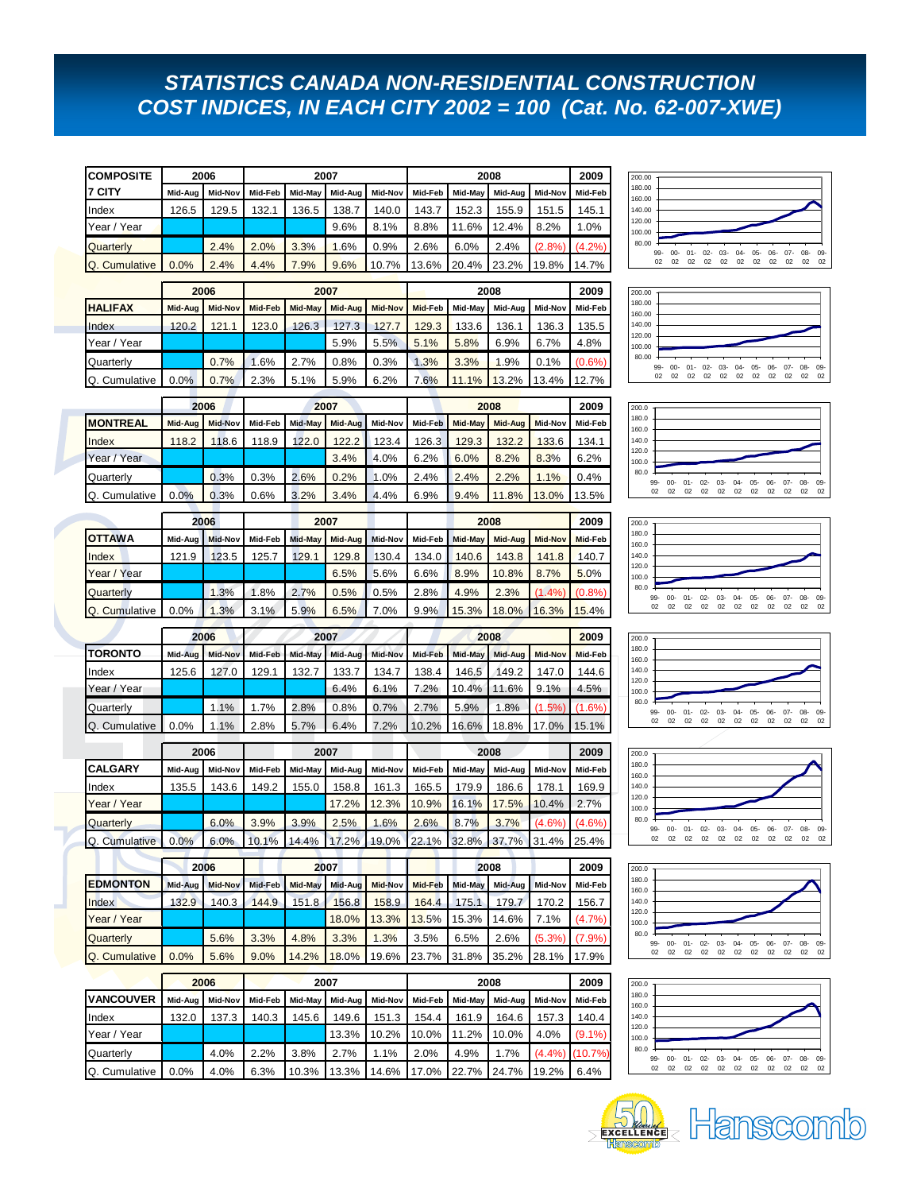# STATISTICS CANADA NON-RESIDENTIAL CONSTRUCTION COST INDICES, IN EACH CITY 2002 = 100 (Cat. No. 62-007-XWE)

| COMPOSITE | 2006 | | 2007 | | | | 2008 | | | | 2009 |
|---|---|---|---|---|---|---|---|---|---|---|---|
| 7 CITY | Mid-Aug | Mid-Nov | Mid-Feb | Mid-May | Mid-Aug | Mid-Nov | Mid-Feb | Mid-May | Mid-Aug | Mid-Nov | Mid-Feb |
| Index | 126.5 | 129.5 | 132.1 | 136.5 | 138.7 | 140.0 | 143.7 | 152.3 | 155.9 | 151.5 | 145.1 |
| Year / Year | | | | | 9.6% | 8.1% | 8.8% | 11.6% | 12.4% | 8.2% | 1.0% |
| Quarterly | | 2.4% | 2.0% | 3.3% | 1.6% | 0.9% | 2.6% | 6.0% | 2.4% | (2.8%) | (4.2%) |
| Q. Cumulative | 0.0% | 2.4% | 4.4% | 7.9% | 9.6% | 10.7% | 13.6% | 20.4% | 23.2% | 19.8% | 14.7% |

200.00
180.00
160.00
140.00
120.00
100.00
80.00
99-02 00-02 01-02 02-02 03-02 04-02 05-02 06-02 07-02 08-02 09-02

| | 2006 | | 2007 | | | | 2008 | | | | 2009 |
|---|---|---|---|---|---|---|---|---|---|---|---|
| HALIFAX | Mid-Aug | Mid-Nov | Mid-Feb | Mid-May | Mid-Aug | Mid-Nov | Mid-Feb | Mid-May | Mid-Aug | Mid-Nov | Mid-Feb |
| Index | 120.2 | 121.1 | 123.0 | 126.3 | 127.3 | 127.7 | 129.3 | 133.6 | 136.1 | 136.3 | 135.5 |
| Year / Year | | | | | 5.9% | 5.5% | 5.1% | 5.8% | 6.9% | 6.7% | 4.8% |
| Quarterly | | 0.7% | 1.6% | 2.7% | 0.8% | 0.3% | 1.3% | 3.3% | 1.9% | 0.1% | (0.6%) |
| Q. Cumulative | 0.0% | 0.7% | 2.3% | 5.1% | 5.9% | 6.2% | 7.6% | 11.1% | 13.2% | 13.4% | 12.7% |

200.00
180.00
160.00
140.00
120.00
100.00
80.00
99-02 00-02 01-02 02-02 03-02 04-02 05-02 06-02 07-02 08-02 09-02

| | 2006 | | 2007 | | | | 2008 | | | | 2009 |
|---|---|---|---|---|---|---|---|---|---|---|---|
| MONTREAL | Mid-Aug | Mid-Nov | Mid-Feb | Mid-May | Mid-Aug | Mid-Nov | Mid-Feb | Mid-May | Mid-Aug | Mid-Nov | Mid-Feb |
| Index | 118.2 | 118.6 | 118.9 | 122.0 | 122.2 | 123.4 | 126.3 | 129.3 | 132.2 | 133.6 | 134.1 |
| Year / Year | | | | | 3.4% | 4.0% | 6.2% | 6.0% | 8.2% | 8.3% | 6.2% |
| Quarterly | | 0.3% | 0.3% | 2.6% | 0.2% | 1.0% | 2.4% | 2.4% | 2.2% | 1.1% | 0.4% |
| Q. Cumulative | 0.0% | 0.3% | 0.6% | 3.2% | 3.4% | 4.4% | 6.9% | 9.4% | 11.8% | 13.0% | 13.5% |

200.0
180.0
160.0
140.0
120.0
100.0
80.0
99-02 00-02 01-02 02-02 03-02 04-02 05-02 06-02 07-02 08-02 09-02

| | 2006 | | 2007 | | | | 2008 | | | | 2009 |
|---|---|---|---|---|---|---|---|---|---|---|---|
| OTTAWA | Mid-Aug | Mid-Nov | Mid-Feb | Mid-May | Mid-Aug | Mid-Nov | Mid-Feb | Mid-May | Mid-Aug | Mid-Nov | Mid-Feb |
| Index | 121.9 | 123.5 | 125.7 | 129.1 | 129.8 | 130.4 | 134.0 | 140.6 | 143.8 | 141.8 | 140.7 |
| Year / Year | | | | | 6.5% | 5.6% | 6.6% | 8.9% | 10.8% | 8.7% | 5.0% |
| Quarterly | | 1.3% | 1.8% | 2.7% | 0.5% | 0.5% | 2.8% | 4.9% | 2.3% | (1.4%) | (0.8%) |
| Q. Cumulative | 0.0% | 1.3% | 3.1% | 5.9% | 6.5% | 7.0% | 9.9% | 15.3% | 18.0% | 16.3% | 15.4% |

200.0
180.0
160.0
140.0
120.0
100.0
80.0
99-02 00-02 01-02 02-02 03-02 04-02 05-02 06-02 07-02 08-02 09-02

| | 2006 | | 2007 | | | | 2008 | | | | 2009 |
|---|---|---|---|---|---|---|---|---|---|---|---|
| TORONTO | Mid-Aug | Mid-Nov | Mid-Feb | Mid-May | Mid-Aug | Mid-Nov | Mid-Feb | Mid-May | Mid-Aug | Mid-Nov | Mid-Feb |
| Index | 125.6 | 127.0 | 129.1 | 132.7 | 133.7 | 134.7 | 138.4 | 146.5 | 149.2 | 147.0 | 144.6 |
| Year / Year | | | | | 6.4% | 6.1% | 7.2% | 10.4% | 11.6% | 9.1% | 4.5% |
| Quarterly | | 1.1% | 1.7% | 2.8% | 0.8% | 0.7% | 2.7% | 5.9% | 1.8% | (1.5%) | (1.6%) |
| Q. Cumulative | 0.0% | 1.1% | 2.8% | 5.7% | 6.4% | 7.2% | 10.2% | 16.6% | 18.8% | 17.0% | 15.1% |

200.0
180.0
160.0
140.0
120.0
100.0
80.0
99-02 00-02 01-02 02-02 03-02 04-02 05-02 06-02 07-02 08-02 09-02

| | 2006 | | 2007 | | | | 2008 | | | | 2009 |
|---|---|---|---|---|---|---|---|---|---|---|---|
| CALGARY | Mid-Aug | Mid-Nov | Mid-Feb | Mid-May | Mid-Aug | Mid-Nov | Mid-Feb | Mid-May | Mid-Aug | Mid-Nov | Mid-Feb |
| Index | 135.5 | 143.6 | 149.2 | 155.0 | 158.8 | 161.3 | 165.5 | 179.9 | 186.6 | 178.1 | 169.9 |
| Year / Year | | | | | 17.2% | 12.3% | 10.9% | 16.1% | 17.5% | 10.4% | 2.7% |
| Quarterly | | 6.0% | 3.9% | 3.9% | 2.5% | 1.6% | 2.6% | 8.7% | 3.7% | (4.6%) | (4.6%) |
| Q. Cumulative | 0.0% | 6.0% | 10.1% | 14.4% | 17.2% | 19.0% | 22.1% | 32.8% | 37.7% | 31.4% | 25.4% |

200.0
180.0
160.0
140.0
120.0
100.0
80.0
99-02 00-02 01-02 02-02 03-02 04-02 05-02 06-02 07-02 08-02 09-02

| | 2006 | | 2007 | | | | 2008 | | | | 2009 |
|---|---|---|---|---|---|---|---|---|---|---|---|
| EDMONTON | Mid-Aug | Mid-Nov | Mid-Feb | Mid-May | Mid-Aug | Mid-Nov | Mid-Feb | Mid-May | Mid-Aug | Mid-Nov | Mid-Feb |
| Index | 132.9 | 140.3 | 144.9 | 151.8 | 156.8 | 158.9 | 164.4 | 175.1 | 179.7 | 170.2 | 156.7 |
| Year / Year | | | | | 18.0% | 13.3% | 13.5% | 15.3% | 14.6% | 7.1% | (4.7%) |
| Quarterly | | 5.6% | 3.3% | 4.8% | 3.3% | 1.3% | 3.5% | 6.5% | 2.6% | (5.3%) | (7.9%) |
| Q. Cumulative | 0.0% | 5.6% | 9.0% | 14.2% | 18.0% | 19.6% | 23.7% | 31.8% | 35.2% | 28.1% | 17.9% |

200.0
180.0
160.0
140.0
120.0
100.0
80.0
99-02 00-02 01-02 02-02 03-02 04-02 05-02 06-02 07-02 08-02 09-02

| | 2006 | | 2007 | | | | 2008 | | | | 2009 |
|---|---|---|---|---|---|---|---|---|---|---|---|
| VANCOUVER | Mid-Aug | Mid-Nov | Mid-Feb | Mid-May | Mid-Aug | Mid-Nov | Mid-Feb | Mid-May | Mid-Aug | Mid-Nov | Mid-Feb |
| Index | 132.0 | 137.3 | 140.3 | 145.6 | 149.6 | 151.3 | 154.4 | 161.9 | 164.6 | 157.3 | 140.4 |
| Year / Year | | | | | 13.3% | 10.2% | 10.0% | 11.2% | 10.0% | 4.0% | (9.1%) |
| Quarterly | | 4.0% | 2.2% | 3.8% | 2.7% | 1.1% | 2.0% | 4.9% | 1.7% | (4.4%) | (10.7%) |
| Q. Cumulative | 0.0% | 4.0% | 6.3% | 10.3% | 13.3% | 14.6% | 17.0% | 22.7% | 24.7% | 19.2% | 6.4% |

200.0
180.0
160.0
140.0
120.0
100.0
80.0
99-02 00-02 01-02 02-02 03-02 04-02 05-02 06-02 07-02 08-02 09-02

50 Years of EXCELLENCE Hanscomb

Hanscomb